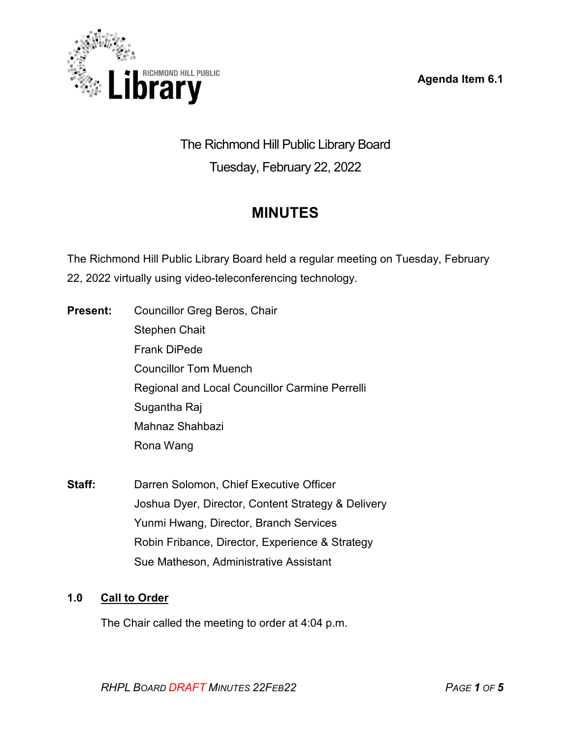Agenda Item 6.1

# The Richmond Hill Public Library Board

Tuesday, February 22, 2022

## MINUTES

The Richmond Hill Public Library Board held a regular meeting on Tuesday, February 22, 2022 virtually using video-teleconferencing technology.

**Present:**
- Councillor Greg Beros, Chair
- Stephen Chait
- Frank DiPede
- Councillor Tom Muench
- Regional and Local Councillor Carmine Perrelli
- Sugantha Raj
- Mahnaz Shahbazi
- Rona Wang

**Staff:**
- Darren Solomon, Chief Executive Officer
- Joshua Dyer, Director, Content Strategy & Delivery
- Yunmi Hwang, Director, Branch Services
- Robin Fribance, Director, Experience & Strategy
- Sue Matheson, Administrative Assistant

### 1.0 Call to Order

The Chair called the meeting to order at 4:04 p.m.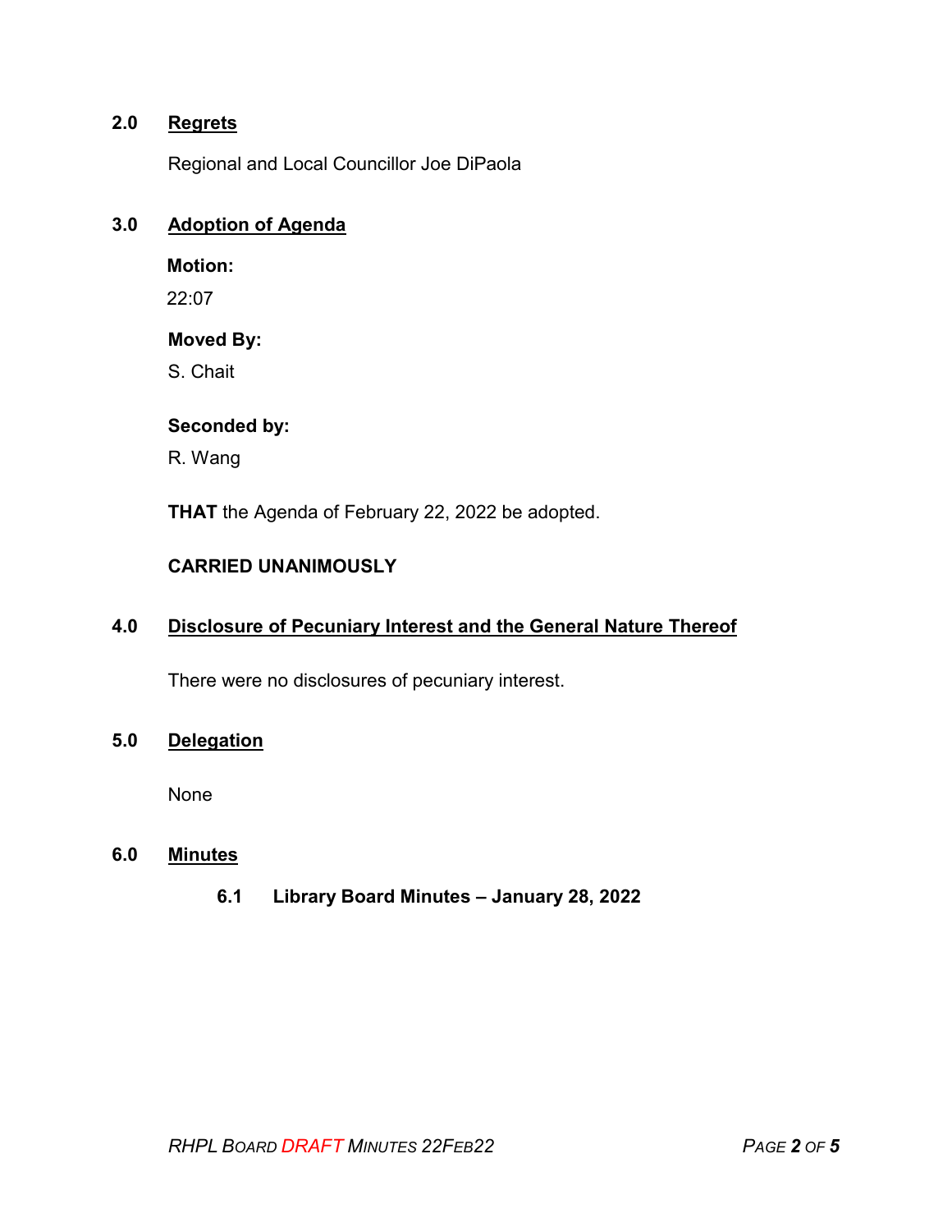## 2.0 Regrets

Regional and Local Councillor Joe DiPaola

## 3.0 Adoption of Agenda

**Motion:**

22:07

**Moved By:**

S. Chait

**Seconded by:**

R. Wang

**THAT** the Agenda of February 22, 2022 be adopted.

**CARRIED UNANIMOUSLY**

## 4.0 Disclosure of Pecuniary Interest and the General Nature Thereof

There were no disclosures of pecuniary interest.

## 5.0 Delegation

None

## 6.0 Minutes

### 6.1 Library Board Minutes – January 28, 2022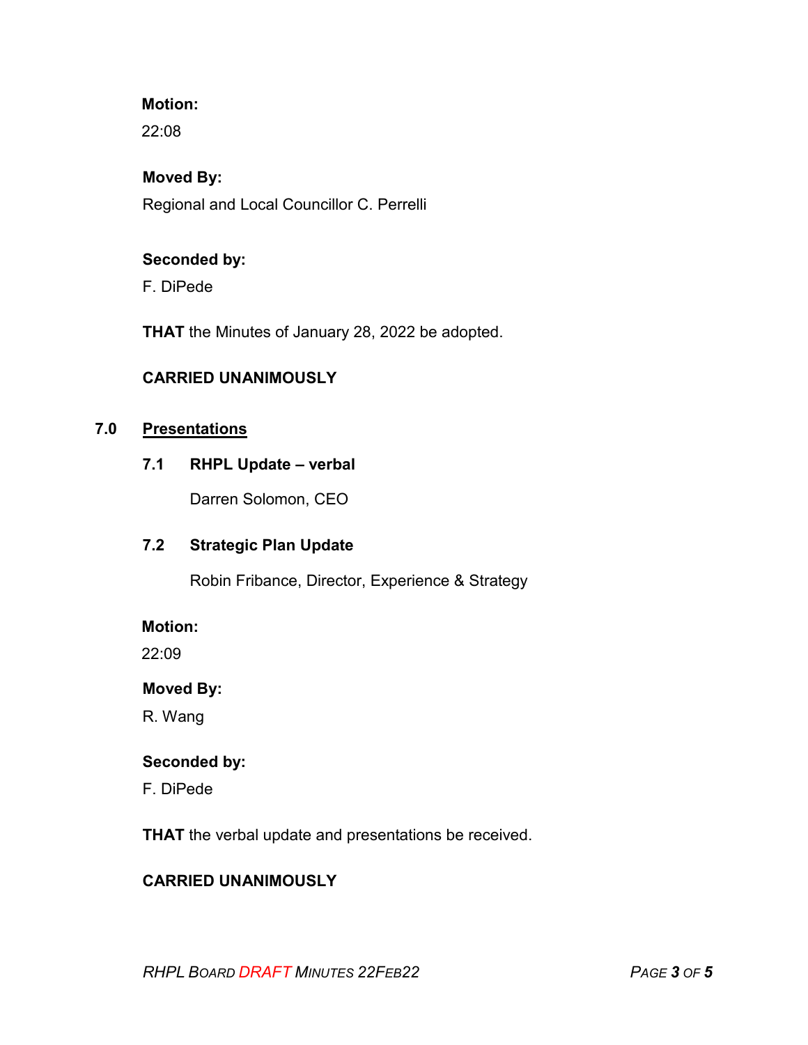**Motion:**

22:08

**Moved By:**

Regional and Local Councillor C. Perrelli

**Seconded by:**

F. DiPede

**THAT** the Minutes of January 28, 2022 be adopted.

**CARRIED UNANIMOUSLY**

## 7.0 Presentations

### 7.1 RHPL Update – verbal

Darren Solomon, CEO

### 7.2 Strategic Plan Update

Robin Fribance, Director, Experience & Strategy

**Motion:**

22:09

**Moved By:**

R. Wang

**Seconded by:**

F. DiPede

**THAT** the verbal update and presentations be received.

**CARRIED UNANIMOUSLY**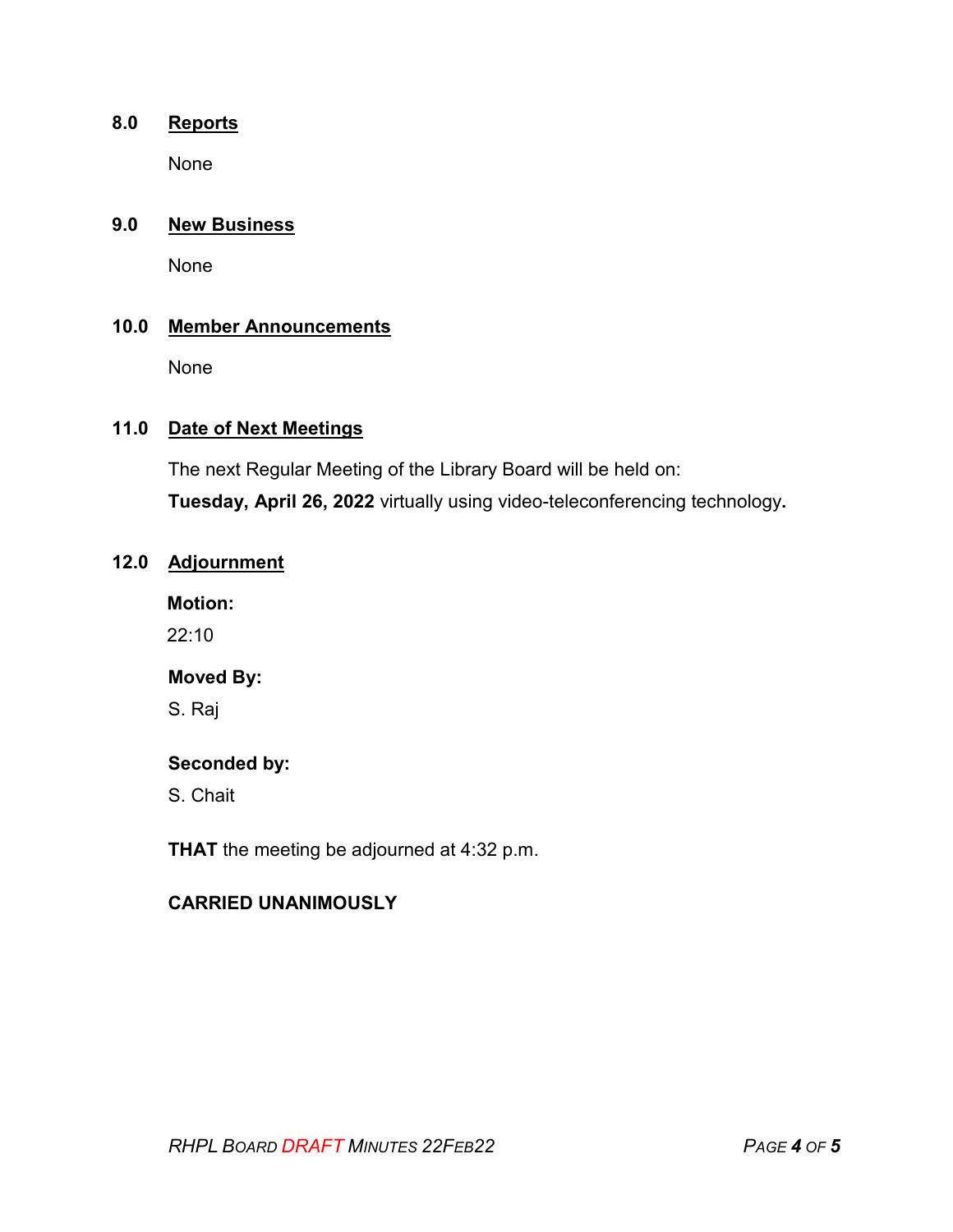## 8.0 Reports

None

## 9.0 New Business

None

## 10.0 Member Announcements

None

## 11.0 Date of Next Meetings

The next Regular Meeting of the Library Board will be held on:

**Tuesday, April 26, 2022** virtually using video-teleconferencing technology**.**

## 12.0 Adjournment

**Motion:**

22:10

**Moved By:**

S. Raj

**Seconded by:**

S. Chait

**THAT** the meeting be adjourned at 4:32 p.m.

**CARRIED UNANIMOUSLY**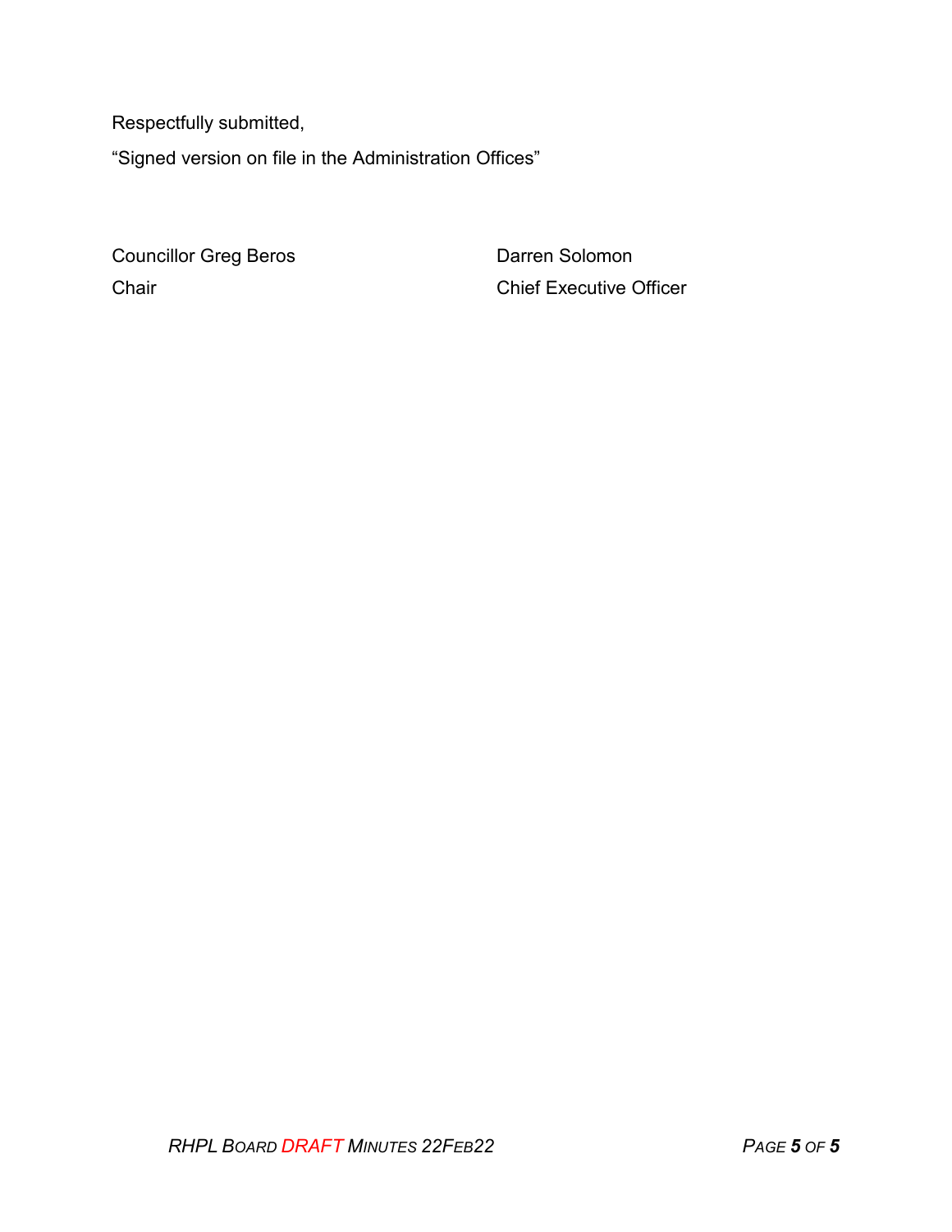Respectfully submitted,

“Signed version on file in the Administration Offices”

| | |
|---|---|
| Councillor Greg Beros | Darren Solomon |
| Chair | Chief Executive Officer |